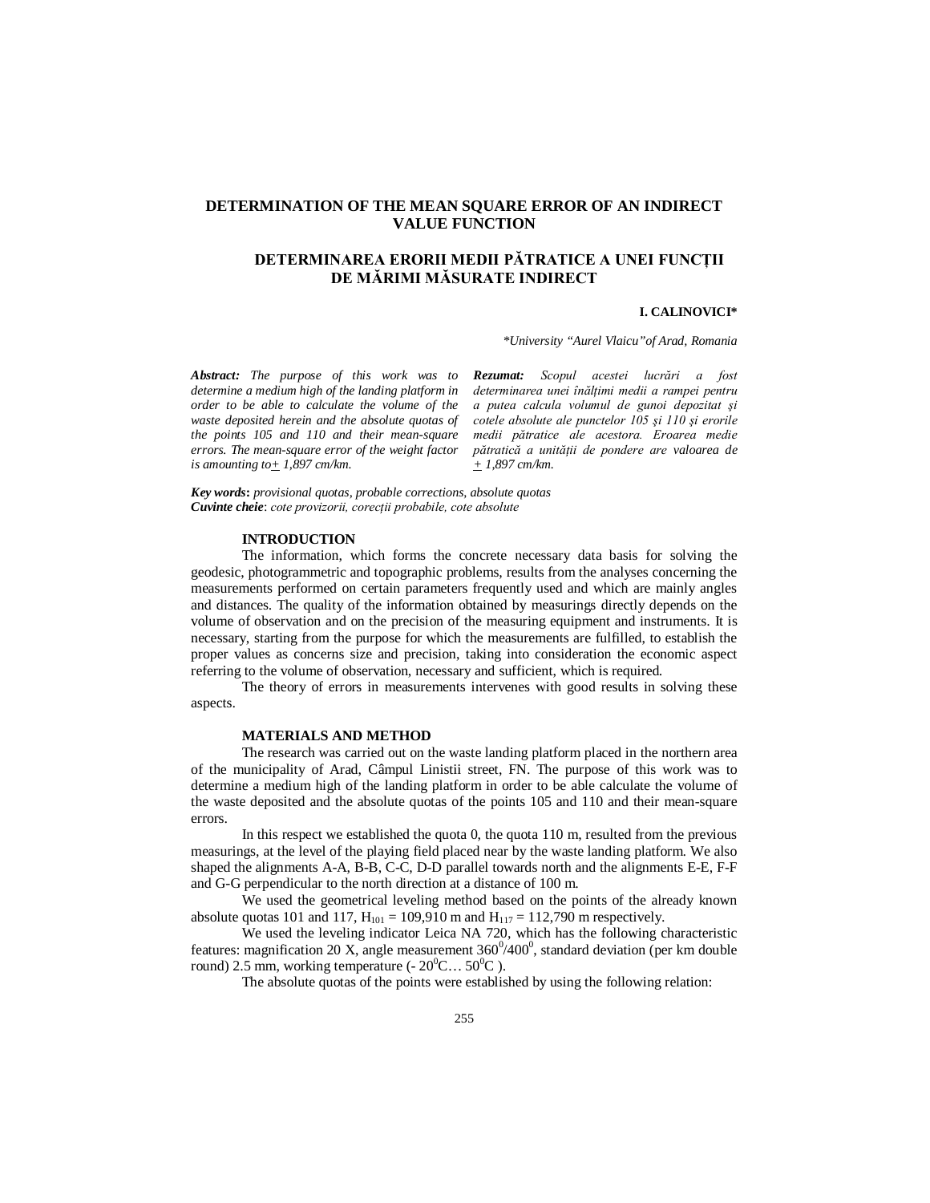# DETERMINATION OF THE MEAN SQUARE ERROR OF AN INDIRECT VALUE FUNCTION

# DETERMINAREA ERORII MEDII PĂTRATICE A UNEI FUNCȚII DE MĂRIMI MĂSURATE INDIRECT

**I. CALINOVICI***

*\*University "Aurel Vlaicu"of Arad, Romania*

***Abstract:*** *The purpose of this work was to determine a medium high of the landing platform in order to be able to calculate the volume of the waste deposited herein and the absolute quotas of the points 105 and 110 and their mean-square errors. The mean-square error of the weight factor is amounting to $\pm$ 1,897 cm/km.*

***Rezumat:*** *Scopul acestei lucrări a fost determinarea unei înălțimi medii a rampei pentru a putea calcula volumul de gunoi depozitat şi cotele absolute ale punctelor 105 şi 110 şi erorile medii pătratice ale acestora. Eroarea medie pătratică a unității de pondere are valoarea de $\pm$ 1,897 cm/km.*

***Key words*****:** *provisional quotas, probable corrections, absolute quotas*
***Cuvinte cheie***: *cote provizorii, corecții probabile, cote absolute*

## INTRODUCTION

The information, which forms the concrete necessary data basis for solving the geodesic, photogrammetric and topographic problems, results from the analyses concerning the measurements performed on certain parameters frequently used and which are mainly angles and distances. The quality of the information obtained by measurings directly depends on the volume of observation and on the precision of the measuring equipment and instruments. It is necessary, starting from the purpose for which the measurements are fulfilled, to establish the proper values as concerns size and precision, taking into consideration the economic aspect referring to the volume of observation, necessary and sufficient, which is required.

The theory of errors in measurements intervenes with good results in solving these aspects.

## MATERIALS AND METHOD

The research was carried out on the waste landing platform placed in the northern area of the municipality of Arad, Câmpul Linistii street, FN. The purpose of this work was to determine a medium high of the landing platform in order to be able calculate the volume of the waste deposited and the absolute quotas of the points 105 and 110 and their mean-square errors.

In this respect we established the quota 0, the quota 110 m, resulted from the previous measurings, at the level of the playing field placed near by the waste landing platform. We also shaped the alignments A-A, B-B, C-C, D-D parallel towards north and the alignments E-E, F-F and G-G perpendicular to the north direction at a distance of 100 m.

We used the geometrical leveling method based on the points of the already known absolute quotas 101 and 117, $H_{101}$ = 109,910 m and $H_{117}$ = 112,790 m respectively.

We used the leveling indicator Leica NA 720, which has the following characteristic features: magnification 20 X, angle measurement $360^0/400^0$, standard deviation (per km double round) 2.5 mm, working temperature (- $20^0$C… $50^0$C ).

The absolute quotas of the points were established by using the following relation: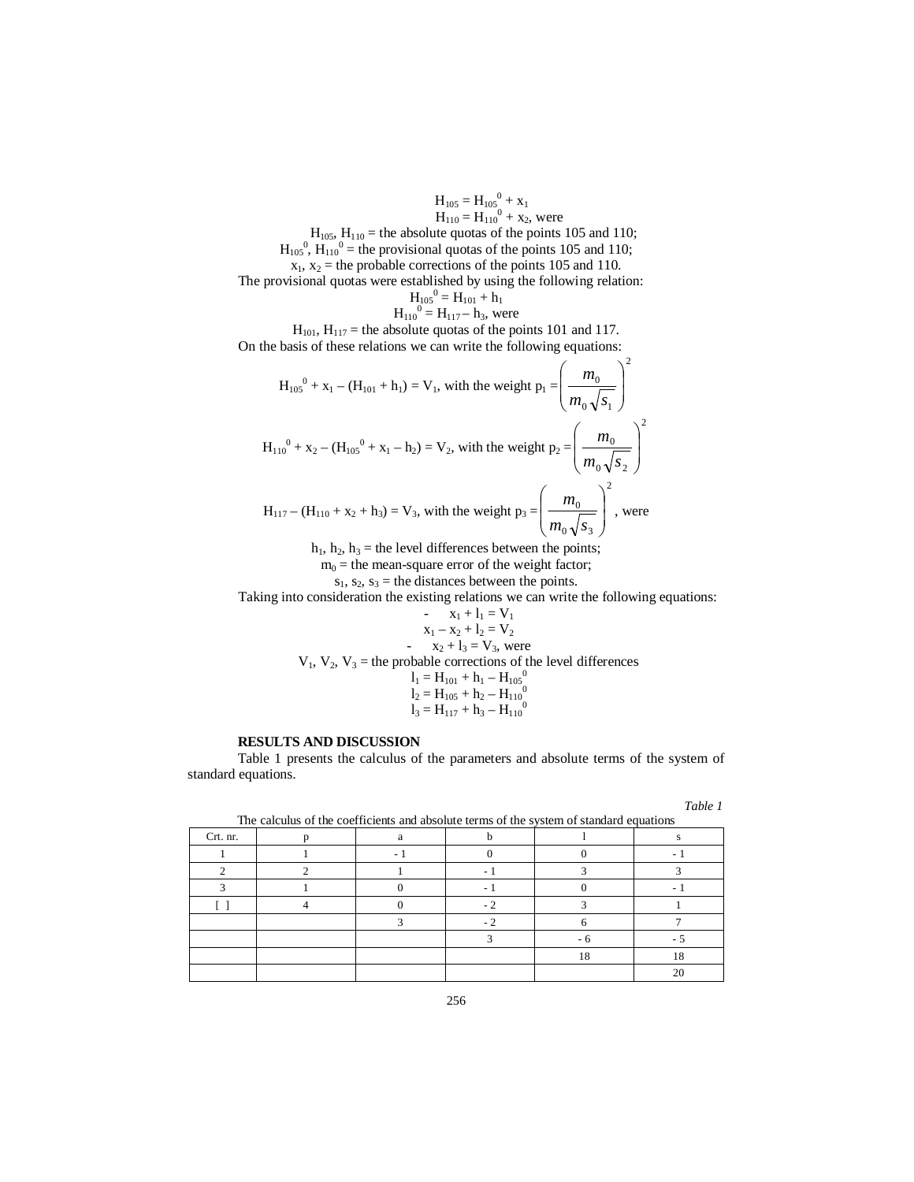$$H_{105} = H_{105}^{0} + x_1$$

$$H_{110} = H_{110}^{0} + x_2, \text{ were}$$

$H_{105}$, $H_{110}$ = the absolute quotas of the points 105 and 110;

$H_{105}^{0}$, $H_{110}^{0}$ = the provisional quotas of the points 105 and 110;

$x_1$, $x_2$ = the probable corrections of the points 105 and 110.

The provisional quotas were established by using the following relation:

$$H_{105}^{0} = H_{101} + h_1$$

$$H_{110}^{0} = H_{117} - h_3, \text{ were}$$

$H_{101}$, $H_{117}$ = the absolute quotas of the points 101 and 117.

On the basis of these relations we can write the following equations:

$$H_{105}^{0} + x_1 - (H_{101} + h_1) = V_1, \text{ with the weight } p_1 = \left(\frac{m_0}{m_0\sqrt{s_1}}\right)^2$$

$$H_{110}^{0} + x_2 - (H_{105}^{0} + x_1 - h_2) = V_2, \text{ with the weight } p_2 = \left(\frac{m_0}{m_0\sqrt{s_2}}\right)^2$$

$$H_{117} - (H_{110} + x_2 + h_3) = V_3, \text{ with the weight } p_3 = \left(\frac{m_0}{m_0\sqrt{s_3}}\right)^2, \text{ were}$$

$h_1$, $h_2$, $h_3$ = the level differences between the points;

$m_0$ = the mean-square error of the weight factor;

$s_1$, $s_2$, $s_3$ = the distances between the points.

Taking into consideration the existing relations we can write the following equations:

$$-\ x_1 + l_1 = V_1$$

$$x_1 - x_2 + l_2 = V_2$$

$$-\ x_2 + l_3 = V_3, \text{ were}$$

$V_1$, $V_2$, $V_3$ = the probable corrections of the level differences

$$l_1 = H_{101} + h_1 - H_{105}^{0}$$

$$l_2 = H_{105} + h_2 - H_{110}^{0}$$

$$l_3 = H_{117} + h_3 - H_{110}^{0}$$

## RESULTS AND DISCUSSION

Table 1 presents the calculus of the parameters and absolute terms of the system of standard equations.

*Table 1*

The calculus of the coefficients and absolute terms of the system of standard equations

| Crt. nr. | p | a | b | l | s |
|---|---|---|---|---|---|
| 1 | 1 | - 1 | 0 | 0 | - 1 |
| 2 | 2 | 1 | - 1 | 3 | 3 |
| 3 | 1 | 0 | - 1 | 0 | - 1 |
| [ ] | 4 | 0 | - 2 | 3 | 1 |
| | | 3 | - 2 | 6 | 7 |
| | | | 3 | - 6 | - 5 |
| | | | | 18 | 18 |
| | | | | | 20 |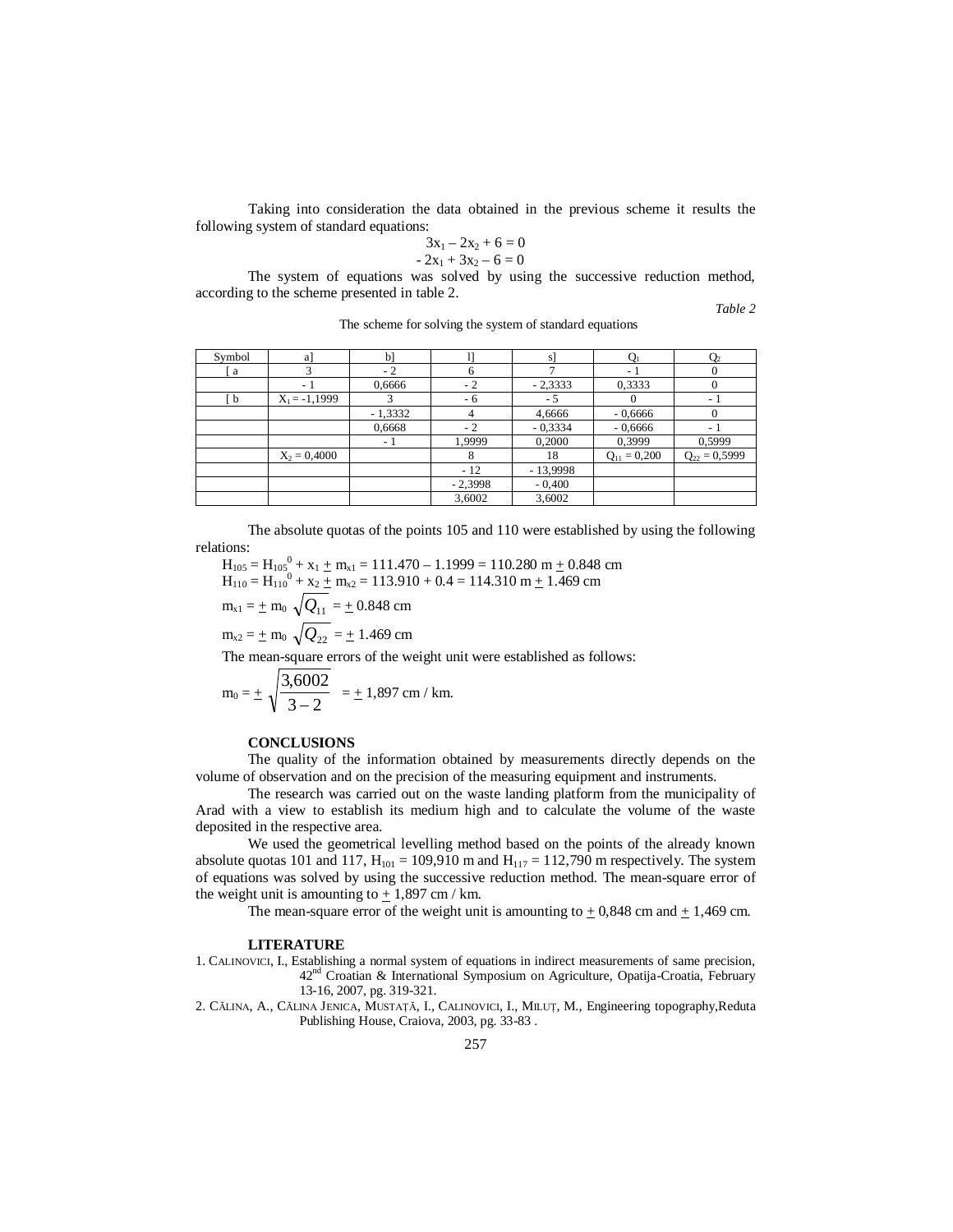Taking into consideration the data obtained in the previous scheme it results the following system of standard equations:

$$3x_1 - 2x_2 + 6 = 0$$
$$- 2x_1 + 3x_2 - 6 = 0$$

The system of equations was solved by using the successive reduction method, according to the scheme presented in table 2.

*Table 2*

The scheme for solving the system of standard equations

| Symbol | a] | b] | l] | s] | $Q_1$ | $Q_2$ |
|---|---|---|---|---|---|---|
| [ a | 3 | - 2 | 6 | 7 | - 1 | 0 |
| | - 1 | 0,6666 | - 2 | - 2,3333 | 0,3333 | 0 |
| [ b | $X_1$ = -1,1999 | 3 | - 6 | - 5 | 0 | - 1 |
| | | - 1,3332 | 4 | 4,6666 | - 0,6666 | 0 |
| | | 0,6668 | - 2 | - 0,3334 | - 0,6666 | - 1 |
| | | - 1 | 1,9999 | 0,2000 | 0,3999 | 0,5999 |
| | $X_2$ = 0,4000 | | 8 | 18 | $Q_{11}$ = 0,200 | $Q_{22}$ = 0,5999 |
| | | | - 12 | - 13,9998 | | |
| | | | - 2,3998 | - 0,400 | | |
| | | | 3,6002 | 3,6002 | | |

The absolute quotas of the points 105 and 110 were established by using the following relations:

$H_{105} = H_{105}^{0} + x_1 \pm m_{x1} = 111.470 - 1.1999 = 110.280$ m $\pm$ 0.848 cm

$H_{110} = H_{110}^{0} + x_2 \pm m_{x2} = 113.910 + 0.4 = 114.310$ m $\pm$ 1.469 cm

$m_{x1} = \pm\, m_0 \sqrt{Q_{11}} = \pm$ 0.848 cm

$m_{x2} = \pm\, m_0 \sqrt{Q_{22}} = \pm$ 1.469 cm

The mean-square errors of the weight unit were established as follows:

$$m_0 = \pm \sqrt{\frac{3{,}6002}{3-2}} = \pm 1{,}897 \text{ cm / km.}$$

**CONCLUSIONS**

The quality of the information obtained by measurements directly depends on the volume of observation and on the precision of the measuring equipment and instruments.

The research was carried out on the waste landing platform from the municipality of Arad with a view to establish its medium high and to calculate the volume of the waste deposited in the respective area.

We used the geometrical levelling method based on the points of the already known absolute quotas 101 and 117, $H_{101}$ = 109,910 m and $H_{117}$ = 112,790 m respectively. The system of equations was solved by using the successive reduction method. The mean-square error of the weight unit is amounting to $\pm$ 1,897 cm / km.

The mean-square error of the weight unit is amounting to $\pm$ 0,848 cm and $\pm$ 1,469 cm.

**LITERATURE**

1. CALINOVICI, I., Establishing a normal system of equations in indirect measurements of same precision, 42nd Croatian & International Symposium on Agriculture, Opatija-Croatia, February 13-16, 2007, pg. 319-321.
2. CĂLINA, A., CĂLINA JENICA, MUSTAȚĂ, I., CALINOVICI, I., MILUȚ, M., Engineering topography,Reduta Publishing House, Craiova, 2003, pg. 33-83 .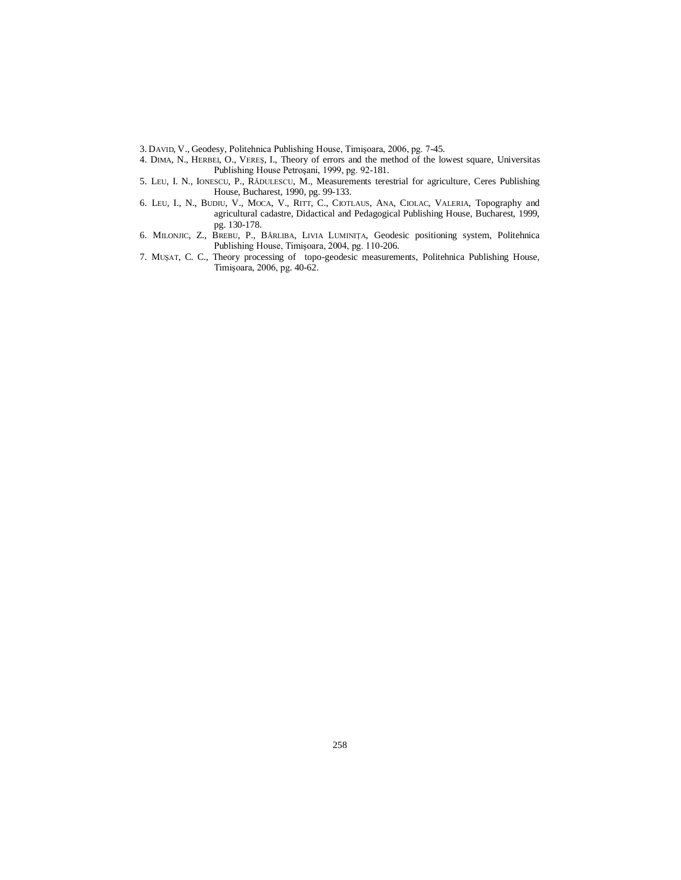3. DAVID, V., Geodesy, Politehnica Publishing House, Timişoara, 2006, pg. 7-45.
4. DIMA, N., HERBEI, O., VEREŞ, I., Theory of errors and the method of the lowest square, Universitas Publishing House Petroşani, 1999, pg. 92-181.
5. LEU, I. N., IONESCU, P., RĂDULESCU, M., Measurements terestrial for agriculture, Ceres Publishing House, Bucharest, 1990, pg. 99-133.
6. LEU, I., N., BUDIU, V., MOCA, V., RITT, C., CIOTLAUS, ANA, CIOLAC, VALERIA, Topography and agricultural cadastre, Didactical and Pedagogical Publishing House, Bucharest, 1999, pg. 130-178.
6. MILONJIC, Z., BREBU, P., BÂRLIBA, LIVIA LUMINIȚA, Geodesic positioning system, Politehnica Publishing House, Timişoara, 2004, pg. 110-206.
7. MUŞAT, C. C., Theory processing of topo-geodesic measurements, Politehnica Publishing House, Timişoara, 2006, pg. 40-62.